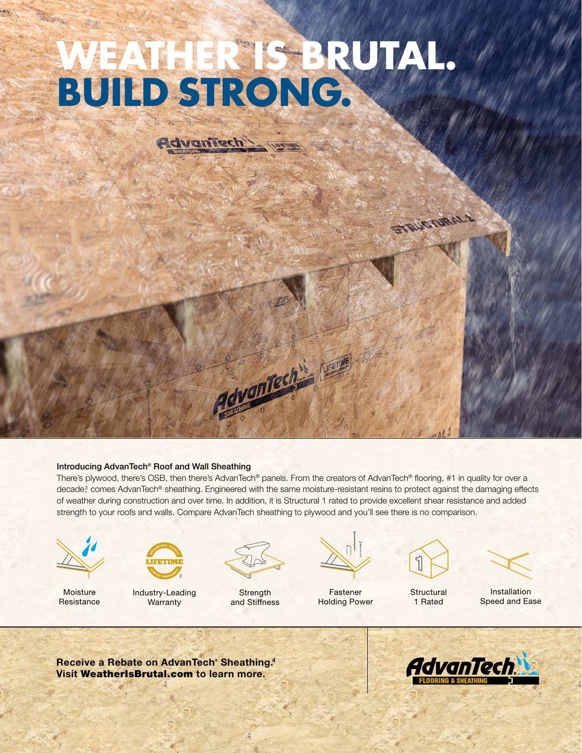# WEATHER IS BRUTAL. BUILD STRONG.

**Introducing AdvanTech® Roof and Wall Sheathing**

There's plywood, there's OSB, then there's AdvanTech® panels. From the creators of AdvanTech® flooring, #1 in quality for over a decade[3] comes AdvanTech® sheathing. Engineered with the same moisture-resistant resins to protect against the damaging effects of weather during construction and over time. In addition, it is Structural 1 rated to provide excellent shear resistance and added strength to your roofs and walls. Compare AdvanTech sheathing to plywood and you'll see there is no comparison.

- Moisture Resistance
- Industry-Leading Warranty
- Strength and Stiffness
- Fastener Holding Power
- Structural 1 Rated
- Installation Speed and Ease

**Receive a Rebate on AdvanTech® Sheathing.[4]**
**Visit WeatherIsBrutal.com to learn more.**

AdvanTech® FLOORING & SHEATHING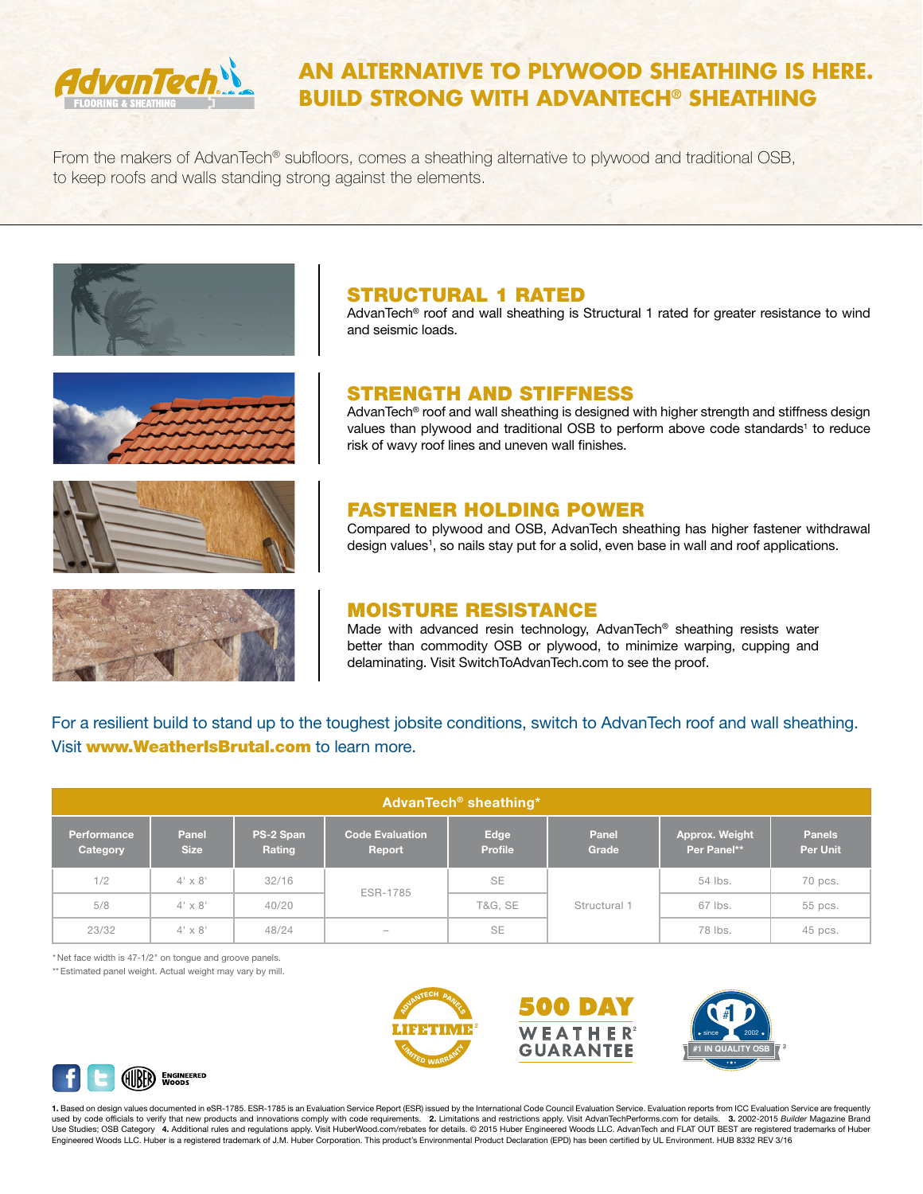# AN ALTERNATIVE TO PLYWOOD SHEATHING IS HERE. BUILD STRONG WITH ADVANTECH® SHEATHING

From the makers of AdvanTech® subfloors, comes a sheathing alternative to plywood and traditional OSB, to keep roofs and walls standing strong against the elements.

## STRUCTURAL 1 RATED

AdvanTech® roof and wall sheathing is Structural 1 rated for greater resistance to wind and seismic loads.

## STRENGTH AND STIFFNESS

AdvanTech® roof and wall sheathing is designed with higher strength and stiffness design values than plywood and traditional OSB to perform above code standards[1] to reduce risk of wavy roof lines and uneven wall finishes.

## FASTENER HOLDING POWER

Compared to plywood and OSB, AdvanTech sheathing has higher fastener withdrawal design values[1], so nails stay put for a solid, even base in wall and roof applications.

## MOISTURE RESISTANCE

Made with advanced resin technology, AdvanTech® sheathing resists water better than commodity OSB or plywood, to minimize warping, cupping and delaminating. Visit SwitchToAdvanTech.com to see the proof.

For a resilient build to stand up to the toughest jobsite conditions, switch to AdvanTech roof and wall sheathing. Visit **www.WeatherIsBrutal.com** to learn more.

**AdvanTech® sheathing***

| Performance Category | Panel Size | PS-2 Span Rating | Code Evaluation Report | Edge Profile | Panel Grade | Approx. Weight Per Panel** | Panels Per Unit |
|---|---|---|---|---|---|---|---|
| 1/2 | 4' x 8' | 32/16 | ESR-1785 | SE | Structural 1 | 54 lbs. | 70 pcs. |
| 5/8 | 4' x 8' | 40/20 | ESR-1785 | T&G, SE | Structural 1 | 67 lbs. | 55 pcs. |
| 23/32 | 4' x 8' | 48/24 | – | SE | Structural 1 | 78 lbs. | 45 pcs. |

* Net face width is 47-1/2" on tongue and groove panels.
** Estimated panel weight. Actual weight may vary by mill.

ADVANTECH PANELS LIFETIME[2] LIMITED WARRANTY

500 DAY WEATHER[2] GUARANTEE

#1 since 2002 #1 IN QUALITY OSB[3]

HUBER ENGINEERED WOODS

1. Based on design values documented in eSR-1785. ESR-1785 is an Evaluation Service Report (ESR) issued by the International Code Council Evaluation Service. Evaluation reports from ICC Evaluation Service are frequently used by code officials to verify that new products and innovations comply with code requirements. 2. Limitations and restrictions apply. Visit AdvanTechPerforms.com for details. 3. 2002-2015 *Builder* Magazine Brand Use Studies; OSB Category 4. Additional rules and regulations apply. Visit HuberWood.com/rebates for details. © 2015 Huber Engineered Woods LLC. AdvanTech and FLAT OUT BEST are registered trademarks of Huber Engineered Woods LLC. Huber is a registered trademark of J.M. Huber Corporation. This product's Environmental Product Declaration (EPD) has been certified by UL Environment. HUB 8332 REV 3/16